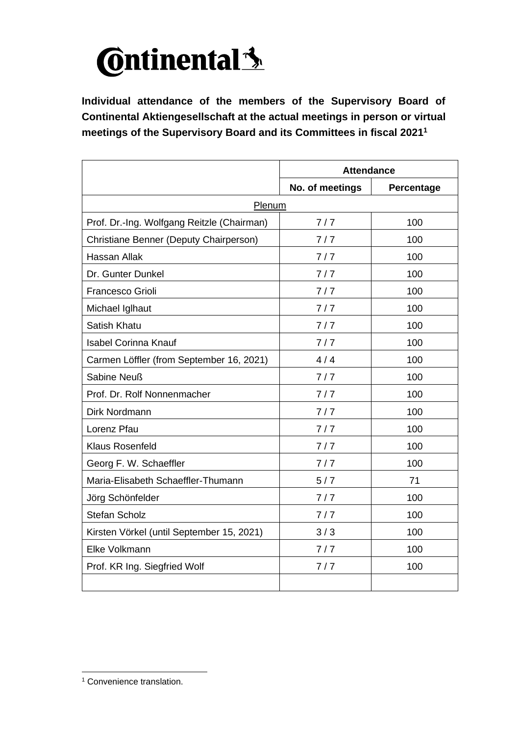Continental

**Individual attendance of the members of the Supervisory Board of Continental Aktiengesellschaft at the actual meetings in person or virtual meetings of the Supervisory Board and its Committees in fiscal 2021**[1]

| | Attendance | |
|---|---|---|
| | No. of meetings | Percentage |
| Plenum | | |
| Prof. Dr.-Ing. Wolfgang Reitzle (Chairman) | 7 / 7 | 100 |
| Christiane Benner (Deputy Chairperson) | 7 / 7 | 100 |
| Hassan Allak | 7 / 7 | 100 |
| Dr. Gunter Dunkel | 7 / 7 | 100 |
| Francesco Grioli | 7 / 7 | 100 |
| Michael Iglhaut | 7 / 7 | 100 |
| Satish Khatu | 7 / 7 | 100 |
| Isabel Corinna Knauf | 7 / 7 | 100 |
| Carmen Löffler (from September 16, 2021) | 4 / 4 | 100 |
| Sabine Neuß | 7 / 7 | 100 |
| Prof. Dr. Rolf Nonnenmacher | 7 / 7 | 100 |
| Dirk Nordmann | 7 / 7 | 100 |
| Lorenz Pfau | 7 / 7 | 100 |
| Klaus Rosenfeld | 7 / 7 | 100 |
| Georg F. W. Schaeffler | 7 / 7 | 100 |
| Maria-Elisabeth Schaeffler-Thumann | 5 / 7 | 71 |
| Jörg Schönfelder | 7 / 7 | 100 |
| Stefan Scholz | 7 / 7 | 100 |
| Kirsten Vörkel (until September 15, 2021) | 3 / 3 | 100 |
| Elke Volkmann | 7 / 7 | 100 |
| Prof. KR Ing. Siegfried Wolf | 7 / 7 | 100 |
| | | |

[1] Convenience translation.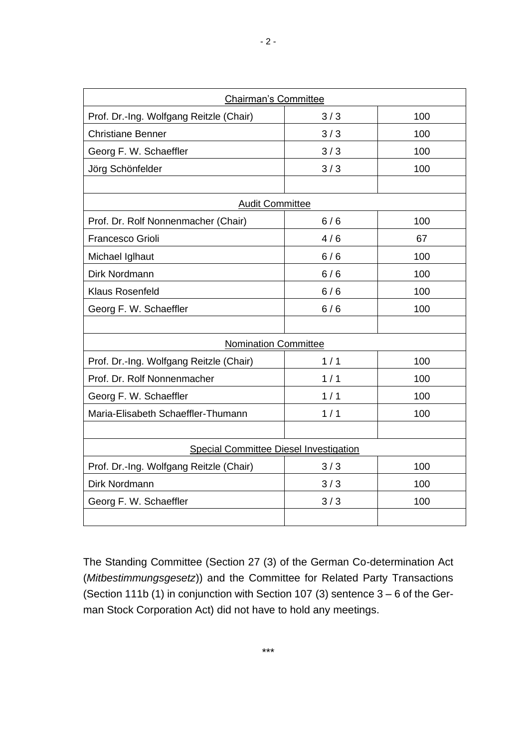| | | |
|---|---|---|
| Chairman's Committee | | |
| Prof. Dr.-Ing. Wolfgang Reitzle (Chair) | 3 / 3 | 100 |
| Christiane Benner | 3 / 3 | 100 |
| Georg F. W. Schaeffler | 3 / 3 | 100 |
| Jörg Schönfelder | 3 / 3 | 100 |
| | | |
| Audit Committee | | |
| Prof. Dr. Rolf Nonnenmacher (Chair) | 6 / 6 | 100 |
| Francesco Grioli | 4 / 6 | 67 |
| Michael Iglhaut | 6 / 6 | 100 |
| Dirk Nordmann | 6 / 6 | 100 |
| Klaus Rosenfeld | 6 / 6 | 100 |
| Georg F. W. Schaeffler | 6 / 6 | 100 |
| | | |
| Nomination Committee | | |
| Prof. Dr.-Ing. Wolfgang Reitzle (Chair) | 1 / 1 | 100 |
| Prof. Dr. Rolf Nonnenmacher | 1 / 1 | 100 |
| Georg F. W. Schaeffler | 1 / 1 | 100 |
| Maria-Elisabeth Schaeffler-Thumann | 1 / 1 | 100 |
| | | |
| Special Committee Diesel Investigation | | |
| Prof. Dr.-Ing. Wolfgang Reitzle (Chair) | 3 / 3 | 100 |
| Dirk Nordmann | 3 / 3 | 100 |
| Georg F. W. Schaeffler | 3 / 3 | 100 |
| | | |

The Standing Committee (Section 27 (3) of the German Co-determination Act (*Mitbestimmungsgesetz*)) and the Committee for Related Party Transactions (Section 111b (1) in conjunction with Section 107 (3) sentence 3 – 6 of the German Stock Corporation Act) did not have to hold any meetings.

\*\*\*